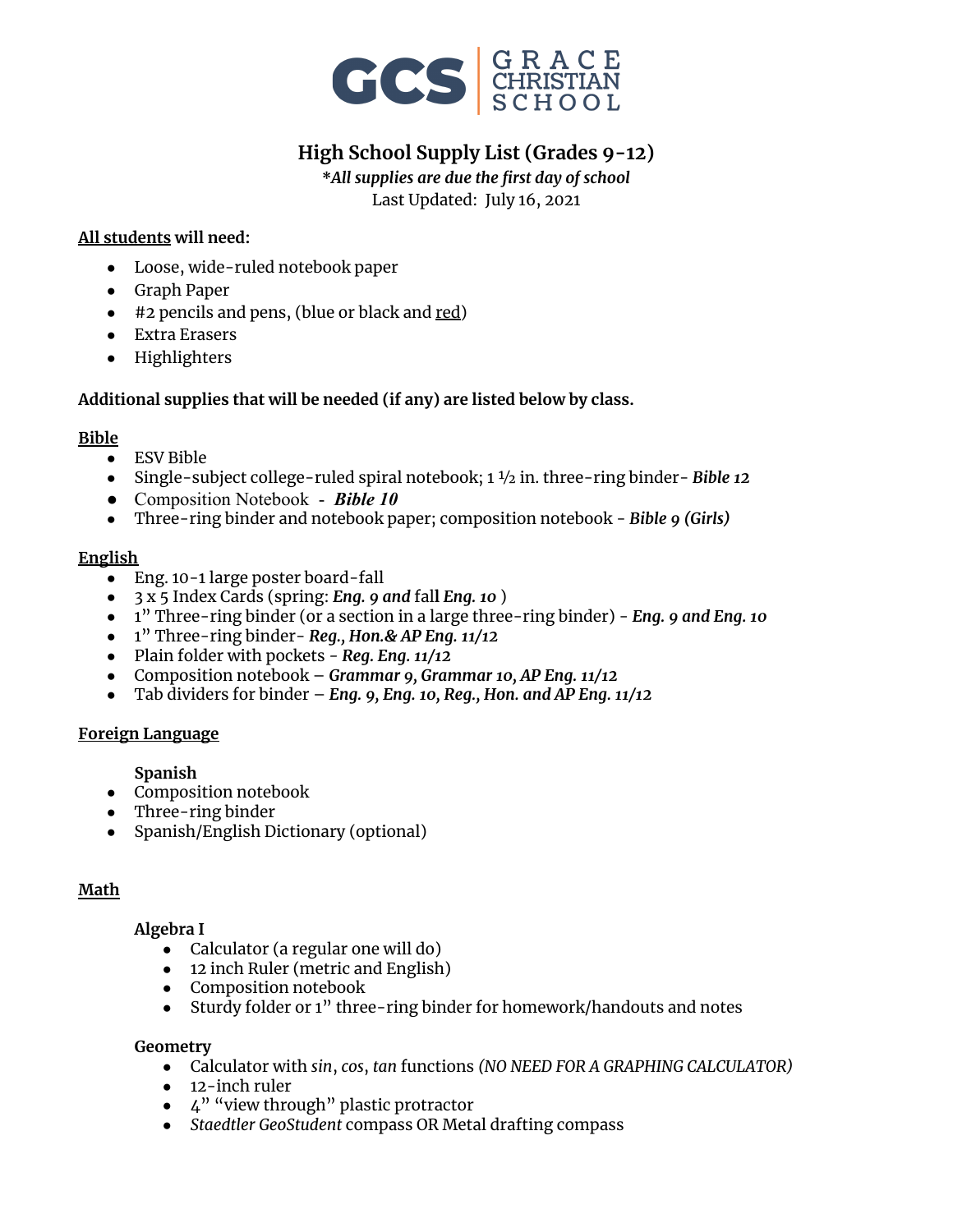GCS | GRACE CHRISTIAN SCHOOL

# High School Supply List (Grades 9-12)

***All supplies are due the first day of school***

Last Updated: July 16, 2021

**All students will need:**

- Loose, wide-ruled notebook paper
- Graph Paper
- #2 pencils and pens, (blue or black and red)
- Extra Erasers
- Highlighters

**Additional supplies that will be needed (if any) are listed below by class.**

## Bible

- ESV Bible
- Single-subject college-ruled spiral notebook; 1 ½ in. three-ring binder- ***Bible 12***
- Composition Notebook - ***Bible 10***
- Three-ring binder and notebook paper; composition notebook - ***Bible 9 (Girls)***

## English

- Eng. 10-1 large poster board-fall
- 3 x 5 Index Cards (spring: ***Eng. 9 and*** fall ***Eng. 10***)
- 1" Three-ring binder (or a section in a large three-ring binder) - ***Eng. 9 and Eng. 10***
- 1" Three-ring binder- ***Reg., Hon.& AP Eng. 11/12***
- Plain folder with pockets - ***Reg. Eng. 11/12***
- Composition notebook – ***Grammar 9, Grammar 10, AP Eng. 11/12***
- Tab dividers for binder – ***Eng. 9, Eng. 10, Reg., Hon. and AP Eng. 11/12***

## Foreign Language

### Spanish

- Composition notebook
- Three-ring binder
- Spanish/English Dictionary (optional)

## Math

### Algebra I

- Calculator (a regular one will do)
- 12 inch Ruler (metric and English)
- Composition notebook
- Sturdy folder or 1" three-ring binder for homework/handouts and notes

### Geometry

- Calculator with *sin*, *cos*, *tan* functions *(NO NEED FOR A GRAPHING CALCULATOR)*
- 12-inch ruler
- 4" "view through" plastic protractor
- *Staedtler GeoStudent* compass OR Metal drafting compass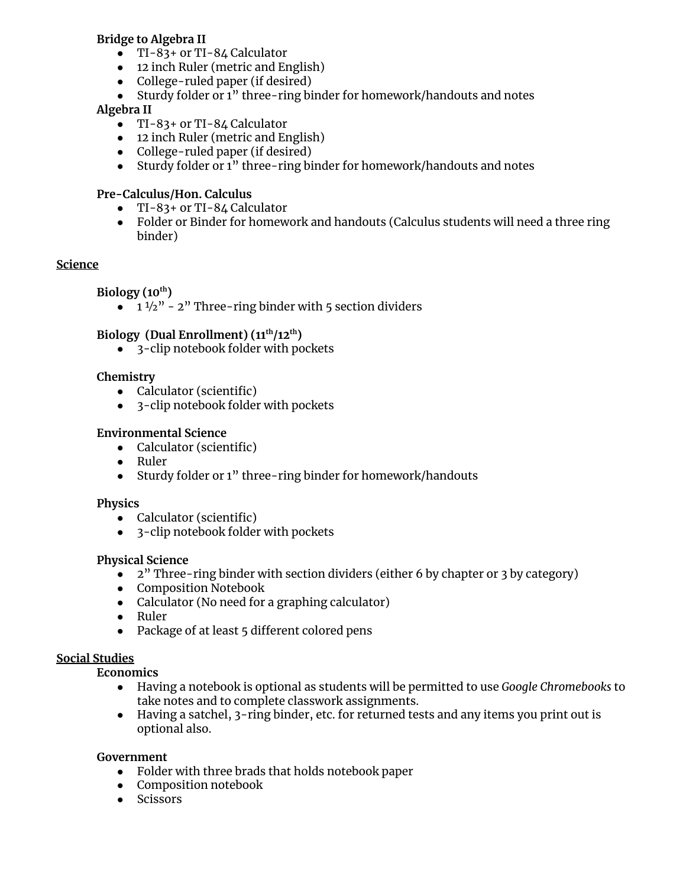**Bridge to Algebra II**

- TI-83+ or TI-84 Calculator
- 12 inch Ruler (metric and English)
- College-ruled paper (if desired)
- Sturdy folder or 1" three-ring binder for homework/handouts and notes

**Algebra II**

- TI-83+ or TI-84 Calculator
- 12 inch Ruler (metric and English)
- College-ruled paper (if desired)
- Sturdy folder or 1" three-ring binder for homework/handouts and notes

**Pre-Calculus/Hon. Calculus**

- TI-83+ or TI-84 Calculator
- Folder or Binder for homework and handouts (Calculus students will need a three ring binder)

## Science

**Biology (10th)**

- 1 ½" - 2" Three-ring binder with 5 section dividers

**Biology (Dual Enrollment) (11th/12th)**

- 3-clip notebook folder with pockets

**Chemistry**

- Calculator (scientific)
- 3-clip notebook folder with pockets

**Environmental Science**

- Calculator (scientific)
- Ruler
- Sturdy folder or 1" three-ring binder for homework/handouts

**Physics**

- Calculator (scientific)
- 3-clip notebook folder with pockets

**Physical Science**

- 2" Three-ring binder with section dividers (either 6 by chapter or 3 by category)
- Composition Notebook
- Calculator (No need for a graphing calculator)
- Ruler
- Package of at least 5 different colored pens

## Social Studies

**Economics**

- Having a notebook is optional as students will be permitted to use *Google Chromebooks* to take notes and to complete classwork assignments.
- Having a satchel, 3-ring binder, etc. for returned tests and any items you print out is optional also.

**Government**

- Folder with three brads that holds notebook paper
- Composition notebook
- Scissors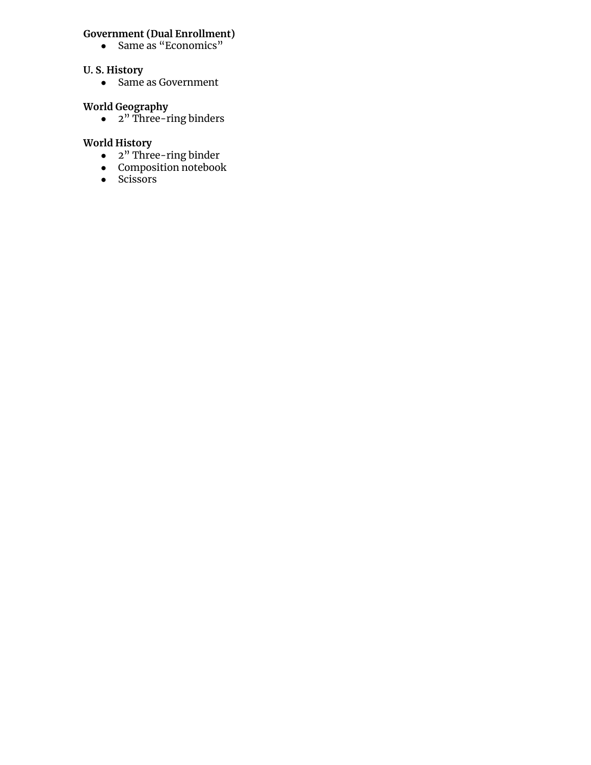**Government (Dual Enrollment)**

- Same as "Economics"

**U. S. History**

- Same as Government

**World Geography**

- 2" Three-ring binders

**World History**

- 2" Three-ring binder
- Composition notebook
- Scissors